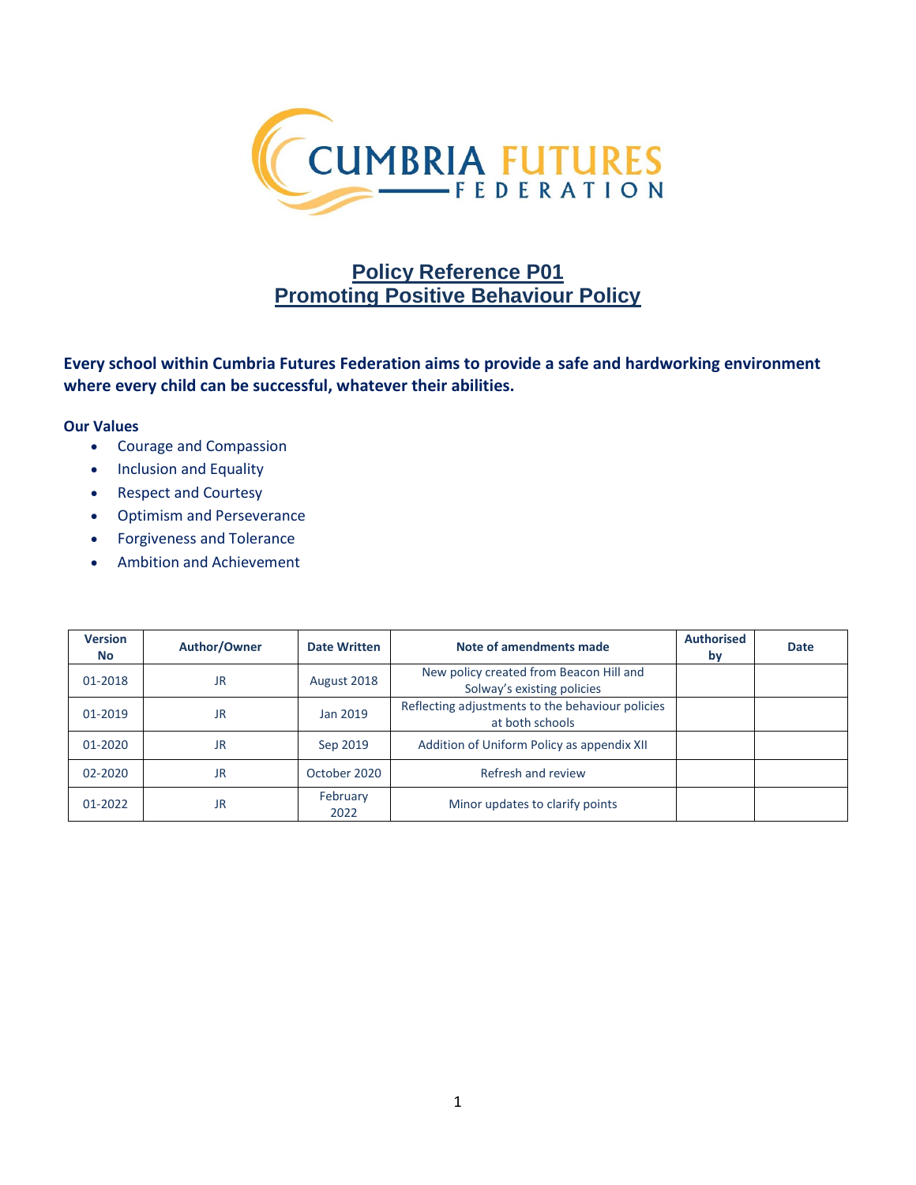# Policy Reference P01
# Promoting Positive Behaviour Policy

**Every school within Cumbria Futures Federation aims to provide a safe and hardworking environment where every child can be successful, whatever their abilities.**

**Our Values**

- Courage and Compassion
- Inclusion and Equality
- Respect and Courtesy
- Optimism and Perseverance
- Forgiveness and Tolerance
- Ambition and Achievement

| Version No | Author/Owner | Date Written | Note of amendments made | Authorised by | Date |
|---|---|---|---|---|---|
| 01-2018 | JR | August 2018 | New policy created from Beacon Hill and Solway's existing policies | | |
| 01-2019 | JR | Jan 2019 | Reflecting adjustments to the behaviour policies at both schools | | |
| 01-2020 | JR | Sep 2019 | Addition of Uniform Policy as appendix XII | | |
| 02-2020 | JR | October 2020 | Refresh and review | | |
| 01-2022 | JR | February 2022 | Minor updates to clarify points | | |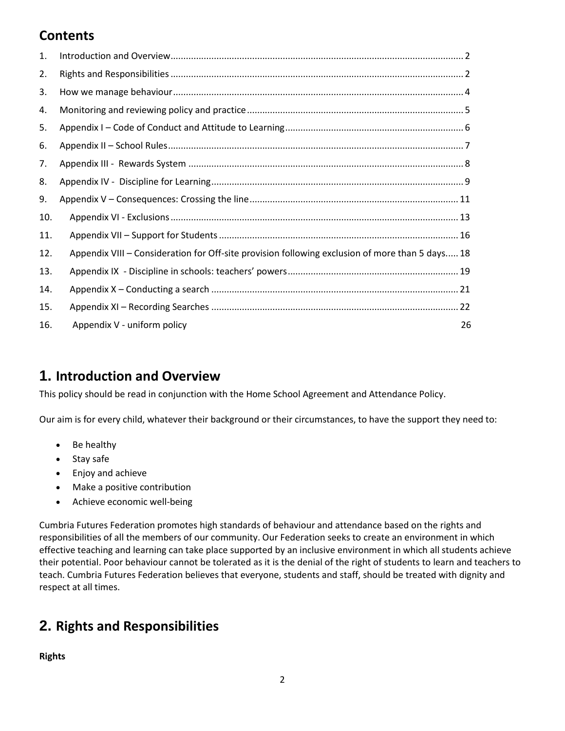## Contents

1. Introduction and Overview ........ 2
2. Rights and Responsibilities ........ 2
3. How we manage behaviour ........ 4
4. Monitoring and reviewing policy and practice ........ 5
5. Appendix I – Code of Conduct and Attitude to Learning ........ 6
6. Appendix II – School Rules ........ 7
7. Appendix III - Rewards System ........ 8
8. Appendix IV - Discipline for Learning ........ 9
9. Appendix V – Consequences: Crossing the line ........ 11
10. Appendix VI - Exclusions ........ 13
11. Appendix VII – Support for Students ........ 16
12. Appendix VIII – Consideration for Off-site provision following exclusion of more than 5 days ........ 18
13. Appendix IX - Discipline in schools: teachers' powers ........ 19
14. Appendix X – Conducting a search ........ 21
15. Appendix XI – Recording Searches ........ 22
16. Appendix V - uniform policy 26

# 1. Introduction and Overview

This policy should be read in conjunction with the Home School Agreement and Attendance Policy.

Our aim is for every child, whatever their background or their circumstances, to have the support they need to:

- Be healthy
- Stay safe
- Enjoy and achieve
- Make a positive contribution
- Achieve economic well-being

Cumbria Futures Federation promotes high standards of behaviour and attendance based on the rights and responsibilities of all the members of our community. Our Federation seeks to create an environment in which effective teaching and learning can take place supported by an inclusive environment in which all students achieve their potential. Poor behaviour cannot be tolerated as it is the denial of the right of students to learn and teachers to teach. Cumbria Futures Federation believes that everyone, students and staff, should be treated with dignity and respect at all times.

# 2. Rights and Responsibilities

**Rights**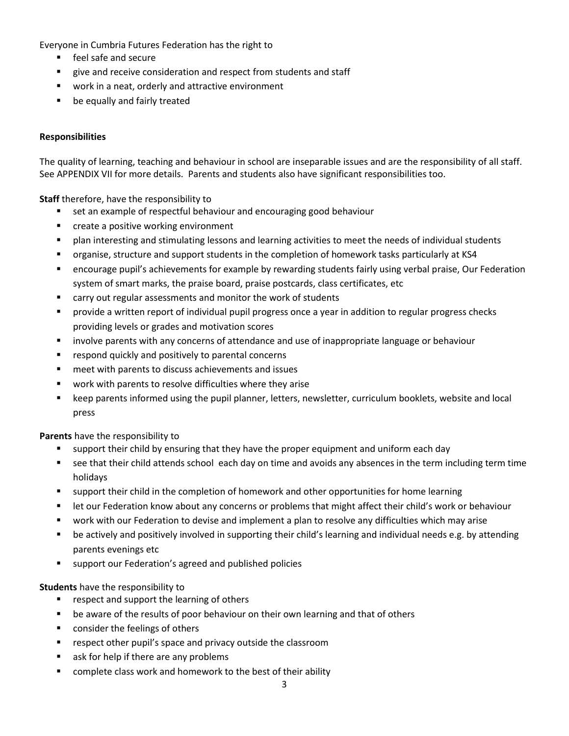Everyone in Cumbria Futures Federation has the right to

- feel safe and secure
- give and receive consideration and respect from students and staff
- work in a neat, orderly and attractive environment
- be equally and fairly treated

**Responsibilities**

The quality of learning, teaching and behaviour in school are inseparable issues and are the responsibility of all staff. See APPENDIX VII for more details. Parents and students also have significant responsibilities too.

**Staff** therefore, have the responsibility to

- set an example of respectful behaviour and encouraging good behaviour
- create a positive working environment
- plan interesting and stimulating lessons and learning activities to meet the needs of individual students
- organise, structure and support students in the completion of homework tasks particularly at KS4
- encourage pupil's achievements for example by rewarding students fairly using verbal praise, Our Federation system of smart marks, the praise board, praise postcards, class certificates, etc
- carry out regular assessments and monitor the work of students
- provide a written report of individual pupil progress once a year in addition to regular progress checks providing levels or grades and motivation scores
- involve parents with any concerns of attendance and use of inappropriate language or behaviour
- respond quickly and positively to parental concerns
- meet with parents to discuss achievements and issues
- work with parents to resolve difficulties where they arise
- keep parents informed using the pupil planner, letters, newsletter, curriculum booklets, website and local press

**Parents** have the responsibility to

- support their child by ensuring that they have the proper equipment and uniform each day
- see that their child attends school each day on time and avoids any absences in the term including term time holidays
- support their child in the completion of homework and other opportunities for home learning
- let our Federation know about any concerns or problems that might affect their child's work or behaviour
- work with our Federation to devise and implement a plan to resolve any difficulties which may arise
- be actively and positively involved in supporting their child's learning and individual needs e.g. by attending parents evenings etc
- support our Federation's agreed and published policies

**Students** have the responsibility to

- respect and support the learning of others
- be aware of the results of poor behaviour on their own learning and that of others
- consider the feelings of others
- respect other pupil's space and privacy outside the classroom
- ask for help if there are any problems
- complete class work and homework to the best of their ability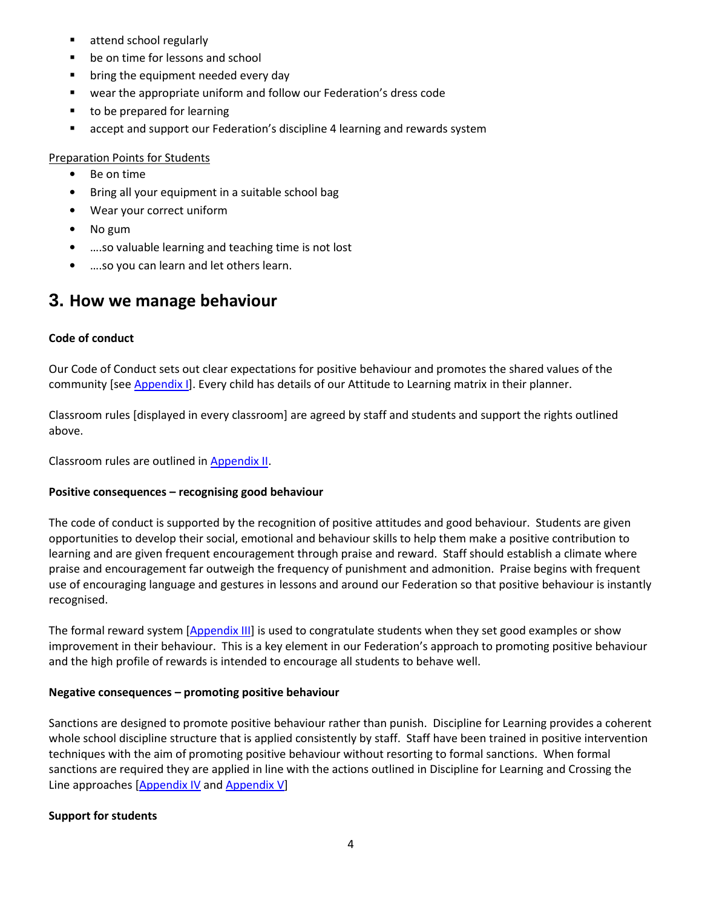- attend school regularly
- be on time for lessons and school
- bring the equipment needed every day
- wear the appropriate uniform and follow our Federation's dress code
- to be prepared for learning
- accept and support our Federation's discipline 4 learning and rewards system

<u>Preparation Points for Students</u>

- Be on time
- Bring all your equipment in a suitable school bag
- Wear your correct uniform
- No gum
- ….so valuable learning and teaching time is not lost
- ….so you can learn and let others learn.

## 3. How we manage behaviour

**Code of conduct**

Our Code of Conduct sets out clear expectations for positive behaviour and promotes the shared values of the community [see Appendix I]. Every child has details of our Attitude to Learning matrix in their planner.

Classroom rules [displayed in every classroom] are agreed by staff and students and support the rights outlined above.

Classroom rules are outlined in Appendix II.

**Positive consequences – recognising good behaviour**

The code of conduct is supported by the recognition of positive attitudes and good behaviour. Students are given opportunities to develop their social, emotional and behaviour skills to help them make a positive contribution to learning and are given frequent encouragement through praise and reward. Staff should establish a climate where praise and encouragement far outweigh the frequency of punishment and admonition. Praise begins with frequent use of encouraging language and gestures in lessons and around our Federation so that positive behaviour is instantly recognised.

The formal reward system [Appendix III] is used to congratulate students when they set good examples or show improvement in their behaviour. This is a key element in our Federation's approach to promoting positive behaviour and the high profile of rewards is intended to encourage all students to behave well.

**Negative consequences – promoting positive behaviour**

Sanctions are designed to promote positive behaviour rather than punish. Discipline for Learning provides a coherent whole school discipline structure that is applied consistently by staff. Staff have been trained in positive intervention techniques with the aim of promoting positive behaviour without resorting to formal sanctions. When formal sanctions are required they are applied in line with the actions outlined in Discipline for Learning and Crossing the Line approaches [Appendix IV and Appendix V]

**Support for students**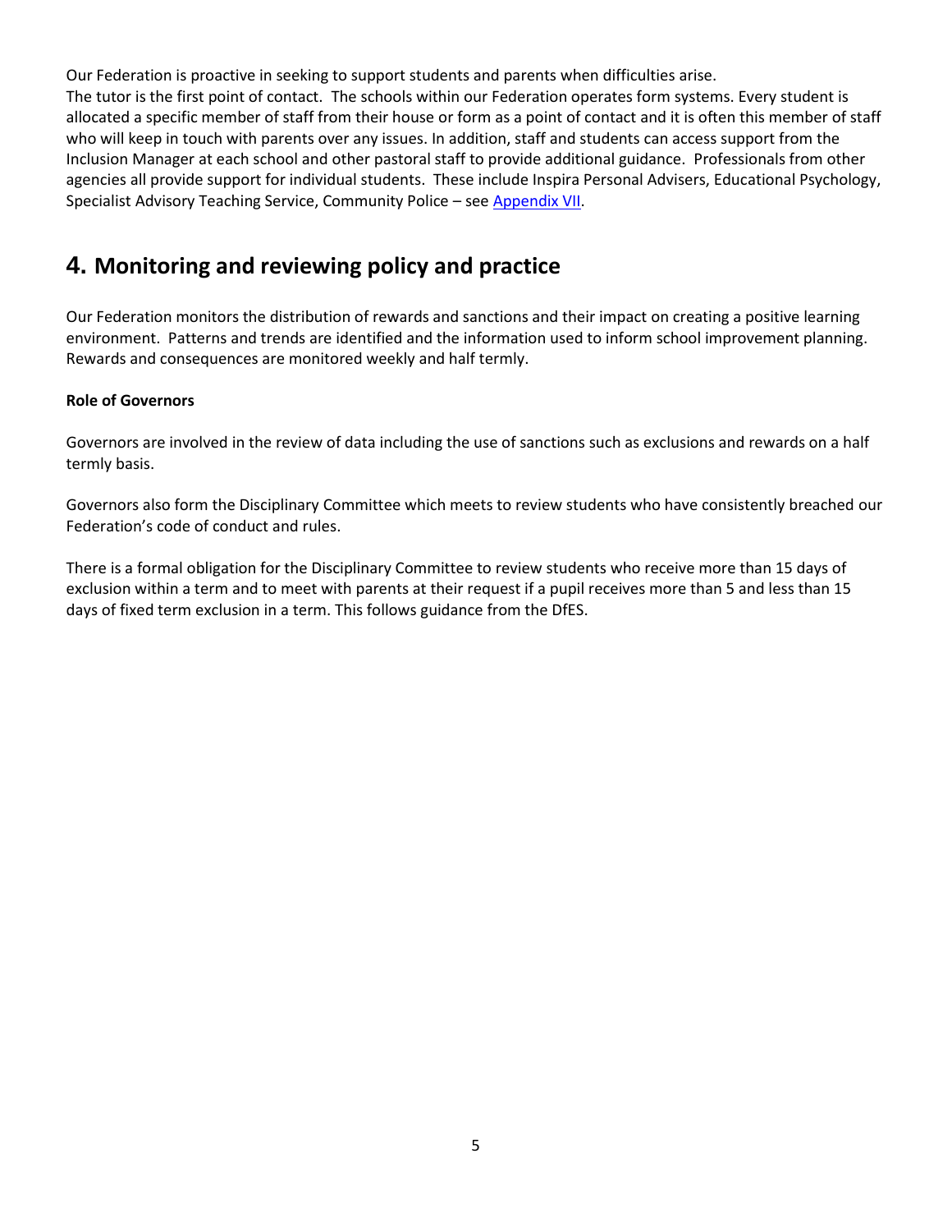Our Federation is proactive in seeking to support students and parents when difficulties arise.
The tutor is the first point of contact. The schools within our Federation operates form systems. Every student is allocated a specific member of staff from their house or form as a point of contact and it is often this member of staff who will keep in touch with parents over any issues. In addition, staff and students can access support from the Inclusion Manager at each school and other pastoral staff to provide additional guidance. Professionals from other agencies all provide support for individual students. These include Inspira Personal Advisers, Educational Psychology, Specialist Advisory Teaching Service, Community Police – see Appendix VII.

## 4. Monitoring and reviewing policy and practice

Our Federation monitors the distribution of rewards and sanctions and their impact on creating a positive learning environment. Patterns and trends are identified and the information used to inform school improvement planning. Rewards and consequences are monitored weekly and half termly.

**Role of Governors**

Governors are involved in the review of data including the use of sanctions such as exclusions and rewards on a half termly basis.

Governors also form the Disciplinary Committee which meets to review students who have consistently breached our Federation's code of conduct and rules.

There is a formal obligation for the Disciplinary Committee to review students who receive more than 15 days of exclusion within a term and to meet with parents at their request if a pupil receives more than 5 and less than 15 days of fixed term exclusion in a term. This follows guidance from the DfES.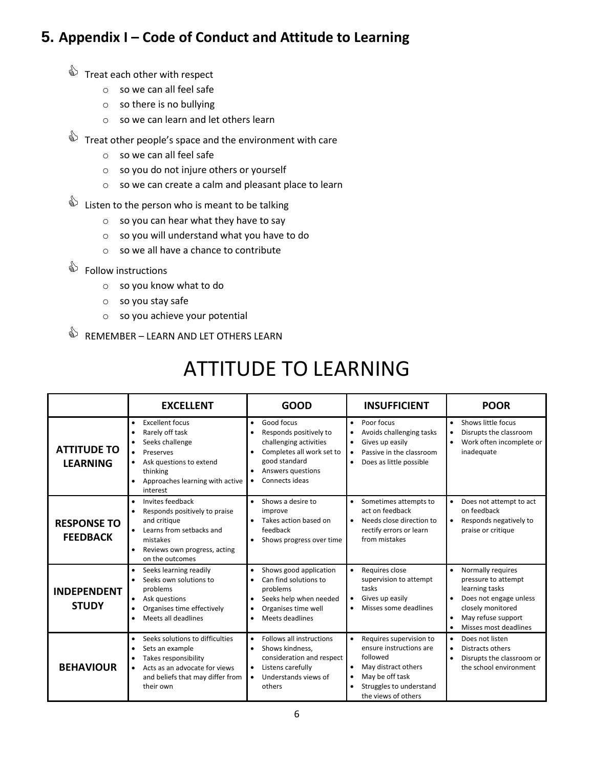## 5. Appendix I – Code of Conduct and Attitude to Learning

- Treat each other with respect
  - so we can all feel safe
  - so there is no bullying
  - so we can learn and let others learn
- Treat other people's space and the environment with care
  - so we can all feel safe
  - so you do not injure others or yourself
  - so we can create a calm and pleasant place to learn
- Listen to the person who is meant to be talking
  - so you can hear what they have to say
  - so you will understand what you have to do
  - so we all have a chance to contribute
- Follow instructions
  - so you know what to do
  - so you stay safe
  - so you achieve your potential
- REMEMBER – LEARN AND LET OTHERS LEARN

# ATTITUDE TO LEARNING

| | EXCELLENT | GOOD | INSUFFICIENT | POOR |
|---|---|---|---|---|
| **ATTITUDE TO LEARNING** | • Excellent focus<br>• Rarely off task<br>• Seeks challenge<br>• Preserves<br>• Ask questions to extend thinking<br>• Approaches learning with active interest | • Good focus<br>• Responds positively to challenging activities<br>• Completes all work set to good standard<br>• Answers questions<br>• Connects ideas | • Poor focus<br>• Avoids challenging tasks<br>• Gives up easily<br>• Passive in the classroom<br>• Does as little possible | • Shows little focus<br>• Disrupts the classroom<br>• Work often incomplete or inadequate |
| **RESPONSE TO FEEDBACK** | • Invites feedback<br>• Responds positively to praise and critique<br>• Learns from setbacks and mistakes<br>• Reviews own progress, acting on the outcomes | • Shows a desire to improve<br>• Takes action based on feedback<br>• Shows progress over time | • Sometimes attempts to act on feedback<br>• Needs close direction to rectify errors or learn from mistakes | • Does not attempt to act on feedback<br>• Responds negatively to praise or critique |
| **INDEPENDENT STUDY** | • Seeks learning readily<br>• Seeks own solutions to problems<br>• Ask questions<br>• Organises time effectively<br>• Meets all deadlines | • Shows good application<br>• Can find solutions to problems<br>• Seeks help when needed<br>• Organises time well<br>• Meets deadlines | • Requires close supervision to attempt tasks<br>• Gives up easily<br>• Misses some deadlines | • Normally requires pressure to attempt learning tasks<br>• Does not engage unless closely monitored<br>• May refuse support<br>• Misses most deadlines |
| **BEHAVIOUR** | • Seeks solutions to difficulties<br>• Sets an example<br>• Takes responsibility<br>• Acts as an advocate for views and beliefs that may differ from their own | • Follows all instructions<br>• Shows kindness, consideration and respect<br>• Listens carefully<br>• Understands views of others | • Requires supervision to ensure instructions are followed<br>• May distract others<br>• May be off task<br>• Struggles to understand the views of others | • Does not listen<br>• Distracts others<br>• Disrupts the classroom or the school environment |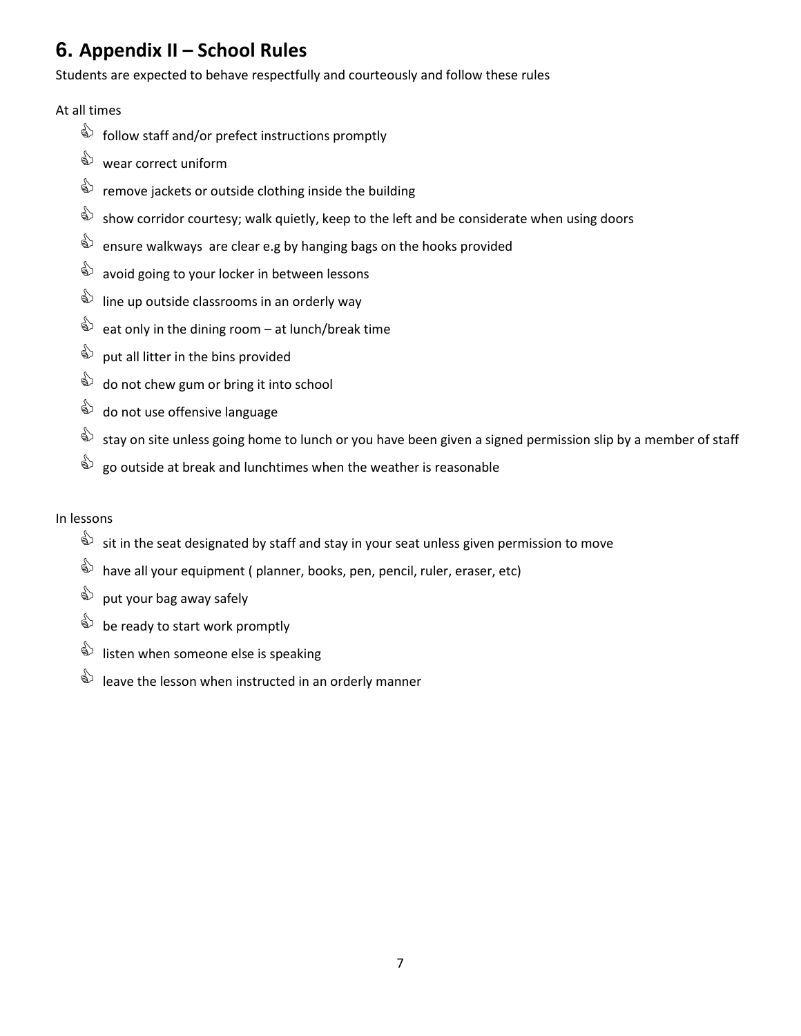## 6. Appendix II – School Rules

Students are expected to behave respectfully and courteously and follow these rules

At all times

- follow staff and/or prefect instructions promptly
- wear correct uniform
- remove jackets or outside clothing inside the building
- show corridor courtesy; walk quietly, keep to the left and be considerate when using doors
- ensure walkways are clear e.g by hanging bags on the hooks provided
- avoid going to your locker in between lessons
- line up outside classrooms in an orderly way
- eat only in the dining room – at lunch/break time
- put all litter in the bins provided
- do not chew gum or bring it into school
- do not use offensive language
- stay on site unless going home to lunch or you have been given a signed permission slip by a member of staff
- go outside at break and lunchtimes when the weather is reasonable

In lessons

- sit in the seat designated by staff and stay in your seat unless given permission to move
- have all your equipment ( planner, books, pen, pencil, ruler, eraser, etc)
- put your bag away safely
- be ready to start work promptly
- listen when someone else is speaking
- leave the lesson when instructed in an orderly manner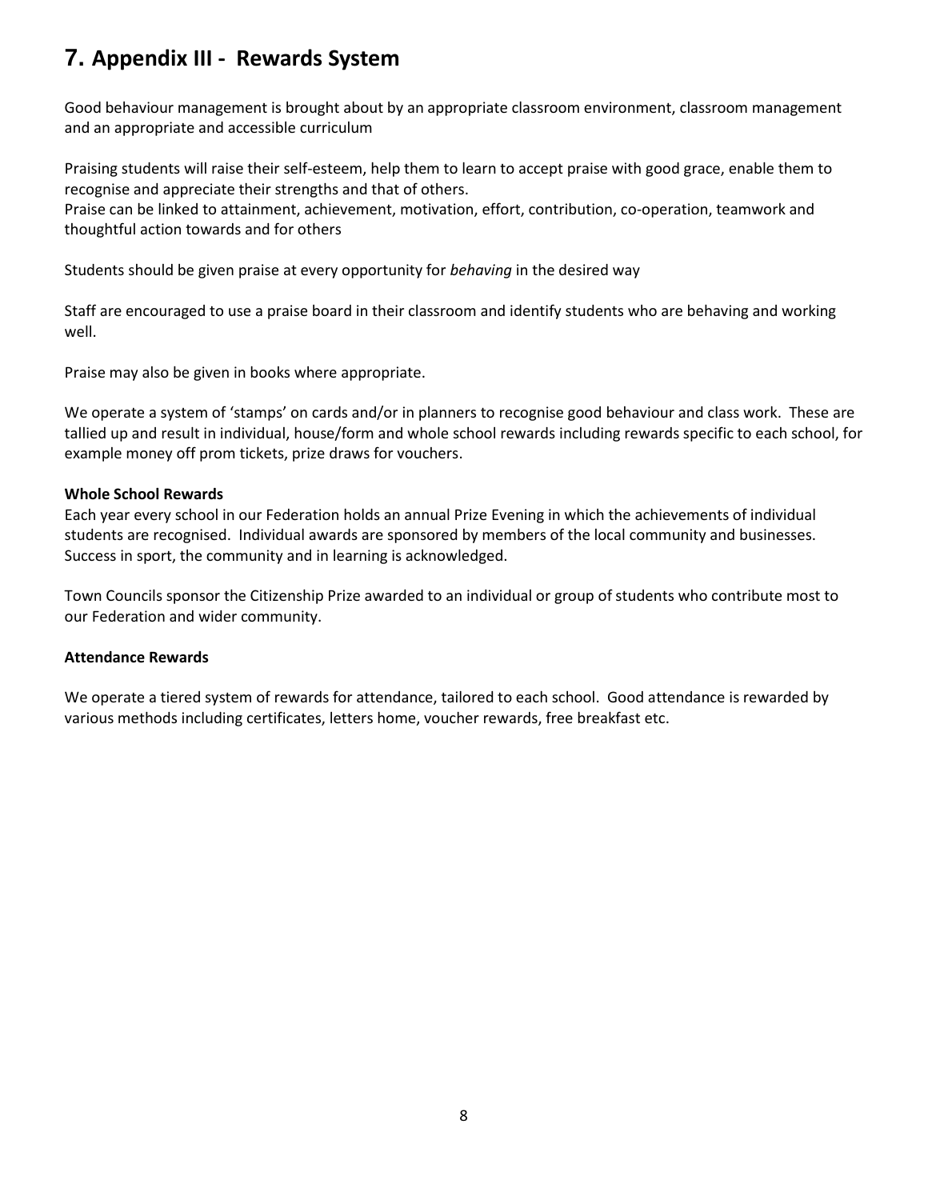# 7. Appendix III - Rewards System

Good behaviour management is brought about by an appropriate classroom environment, classroom management and an appropriate and accessible curriculum

Praising students will raise their self-esteem, help them to learn to accept praise with good grace, enable them to recognise and appreciate their strengths and that of others.
Praise can be linked to attainment, achievement, motivation, effort, contribution, co-operation, teamwork and thoughtful action towards and for others

Students should be given praise at every opportunity for *behaving* in the desired way

Staff are encouraged to use a praise board in their classroom and identify students who are behaving and working well.

Praise may also be given in books where appropriate.

We operate a system of 'stamps' on cards and/or in planners to recognise good behaviour and class work. These are tallied up and result in individual, house/form and whole school rewards including rewards specific to each school, for example money off prom tickets, prize draws for vouchers.

**Whole School Rewards**

Each year every school in our Federation holds an annual Prize Evening in which the achievements of individual students are recognised. Individual awards are sponsored by members of the local community and businesses. Success in sport, the community and in learning is acknowledged.

Town Councils sponsor the Citizenship Prize awarded to an individual or group of students who contribute most to our Federation and wider community.

**Attendance Rewards**

We operate a tiered system of rewards for attendance, tailored to each school. Good attendance is rewarded by various methods including certificates, letters home, voucher rewards, free breakfast etc.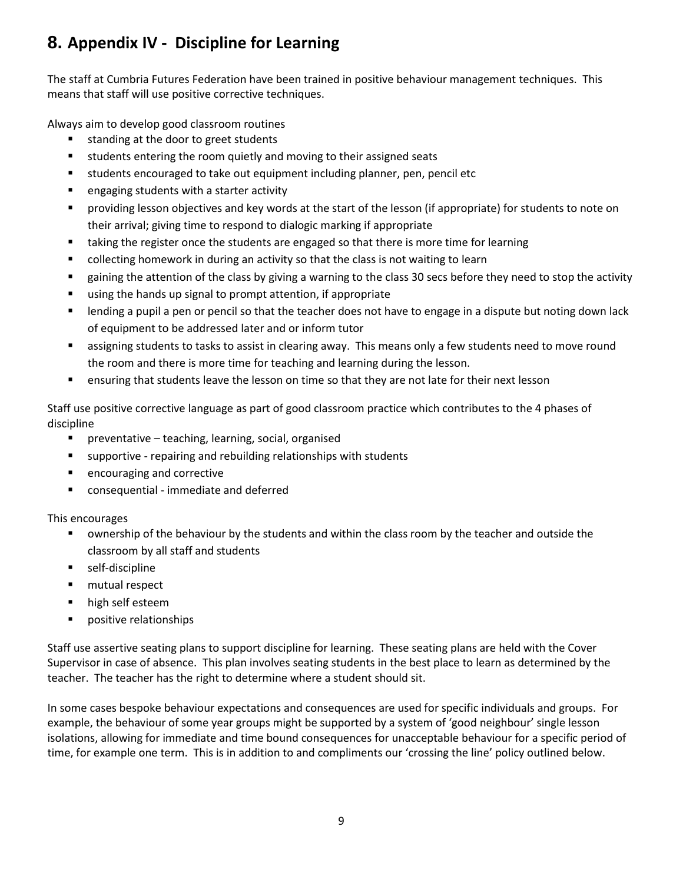## 8. Appendix IV - Discipline for Learning

The staff at Cumbria Futures Federation have been trained in positive behaviour management techniques. This means that staff will use positive corrective techniques.

Always aim to develop good classroom routines

- standing at the door to greet students
- students entering the room quietly and moving to their assigned seats
- students encouraged to take out equipment including planner, pen, pencil etc
- engaging students with a starter activity
- providing lesson objectives and key words at the start of the lesson (if appropriate) for students to note on their arrival; giving time to respond to dialogic marking if appropriate
- taking the register once the students are engaged so that there is more time for learning
- collecting homework in during an activity so that the class is not waiting to learn
- gaining the attention of the class by giving a warning to the class 30 secs before they need to stop the activity
- using the hands up signal to prompt attention, if appropriate
- lending a pupil a pen or pencil so that the teacher does not have to engage in a dispute but noting down lack of equipment to be addressed later and or inform tutor
- assigning students to tasks to assist in clearing away. This means only a few students need to move round the room and there is more time for teaching and learning during the lesson.
- ensuring that students leave the lesson on time so that they are not late for their next lesson

Staff use positive corrective language as part of good classroom practice which contributes to the 4 phases of discipline

- preventative – teaching, learning, social, organised
- supportive - repairing and rebuilding relationships with students
- encouraging and corrective
- consequential - immediate and deferred

This encourages

- ownership of the behaviour by the students and within the class room by the teacher and outside the classroom by all staff and students
- self-discipline
- mutual respect
- high self esteem
- positive relationships

Staff use assertive seating plans to support discipline for learning. These seating plans are held with the Cover Supervisor in case of absence. This plan involves seating students in the best place to learn as determined by the teacher. The teacher has the right to determine where a student should sit.

In some cases bespoke behaviour expectations and consequences are used for specific individuals and groups. For example, the behaviour of some year groups might be supported by a system of 'good neighbour' single lesson isolations, allowing for immediate and time bound consequences for unacceptable behaviour for a specific period of time, for example one term. This is in addition to and compliments our 'crossing the line' policy outlined below.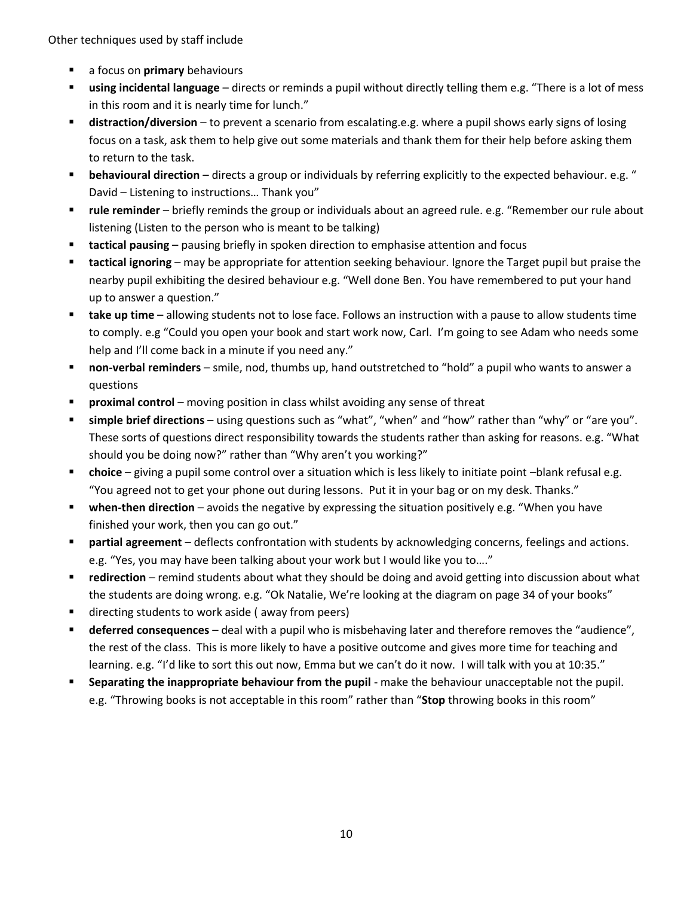Other techniques used by staff include

- a focus on **primary** behaviours
- **using incidental language** – directs or reminds a pupil without directly telling them e.g. "There is a lot of mess in this room and it is nearly time for lunch."
- **distraction/diversion** – to prevent a scenario from escalating.e.g. where a pupil shows early signs of losing focus on a task, ask them to help give out some materials and thank them for their help before asking them to return to the task.
- **behavioural direction** – directs a group or individuals by referring explicitly to the expected behaviour. e.g. " David – Listening to instructions… Thank you"
- **rule reminder** – briefly reminds the group or individuals about an agreed rule. e.g. "Remember our rule about listening (Listen to the person who is meant to be talking)
- **tactical pausing** – pausing briefly in spoken direction to emphasise attention and focus
- **tactical ignoring** – may be appropriate for attention seeking behaviour. Ignore the Target pupil but praise the nearby pupil exhibiting the desired behaviour e.g. "Well done Ben. You have remembered to put your hand up to answer a question."
- **take up time** – allowing students not to lose face. Follows an instruction with a pause to allow students time to comply. e.g "Could you open your book and start work now, Carl. I'm going to see Adam who needs some help and I'll come back in a minute if you need any."
- **non-verbal reminders** – smile, nod, thumbs up, hand outstretched to "hold" a pupil who wants to answer a questions
- **proximal control** – moving position in class whilst avoiding any sense of threat
- **simple brief directions** – using questions such as "what", "when" and "how" rather than "why" or "are you". These sorts of questions direct responsibility towards the students rather than asking for reasons. e.g. "What should you be doing now?" rather than "Why aren't you working?"
- **choice** – giving a pupil some control over a situation which is less likely to initiate point –blank refusal e.g. "You agreed not to get your phone out during lessons. Put it in your bag or on my desk. Thanks."
- **when-then direction** – avoids the negative by expressing the situation positively e.g. "When you have finished your work, then you can go out."
- **partial agreement** – deflects confrontation with students by acknowledging concerns, feelings and actions. e.g. "Yes, you may have been talking about your work but I would like you to…."
- **redirection** – remind students about what they should be doing and avoid getting into discussion about what the students are doing wrong. e.g. "Ok Natalie, We're looking at the diagram on page 34 of your books"
- directing students to work aside ( away from peers)
- **deferred consequences** – deal with a pupil who is misbehaving later and therefore removes the "audience", the rest of the class. This is more likely to have a positive outcome and gives more time for teaching and learning. e.g. "I'd like to sort this out now, Emma but we can't do it now. I will talk with you at 10:35."
- **Separating the inappropriate behaviour from the pupil** - make the behaviour unacceptable not the pupil. e.g. "Throwing books is not acceptable in this room" rather than "**Stop** throwing books in this room"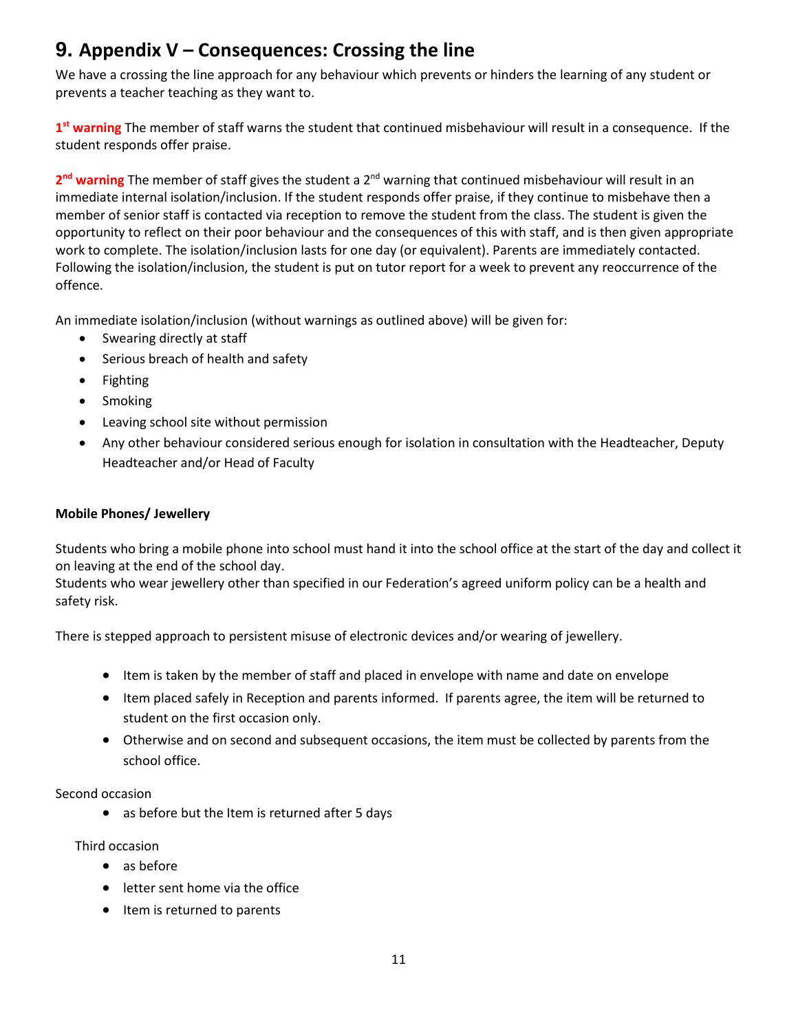# 9. Appendix V – Consequences: Crossing the line

We have a crossing the line approach for any behaviour which prevents or hinders the learning of any student or prevents a teacher teaching as they want to.

**1st warning** The member of staff warns the student that continued misbehaviour will result in a consequence. If the student responds offer praise.

**2nd warning** The member of staff gives the student a 2nd warning that continued misbehaviour will result in an immediate internal isolation/inclusion. If the student responds offer praise, if they continue to misbehave then a member of senior staff is contacted via reception to remove the student from the class. The student is given the opportunity to reflect on their poor behaviour and the consequences of this with staff, and is then given appropriate work to complete. The isolation/inclusion lasts for one day (or equivalent). Parents are immediately contacted. Following the isolation/inclusion, the student is put on tutor report for a week to prevent any reoccurrence of the offence.

An immediate isolation/inclusion (without warnings as outlined above) will be given for:

- Swearing directly at staff
- Serious breach of health and safety
- Fighting
- Smoking
- Leaving school site without permission
- Any other behaviour considered serious enough for isolation in consultation with the Headteacher, Deputy Headteacher and/or Head of Faculty

**Mobile Phones/ Jewellery**

Students who bring a mobile phone into school must hand it into the school office at the start of the day and collect it on leaving at the end of the school day.
Students who wear jewellery other than specified in our Federation's agreed uniform policy can be a health and safety risk.

There is stepped approach to persistent misuse of electronic devices and/or wearing of jewellery.

- Item is taken by the member of staff and placed in envelope with name and date on envelope
- Item placed safely in Reception and parents informed. If parents agree, the item will be returned to student on the first occasion only.
- Otherwise and on second and subsequent occasions, the item must be collected by parents from the school office.

Second occasion

- as before but the Item is returned after 5 days

Third occasion

- as before
- letter sent home via the office
- Item is returned to parents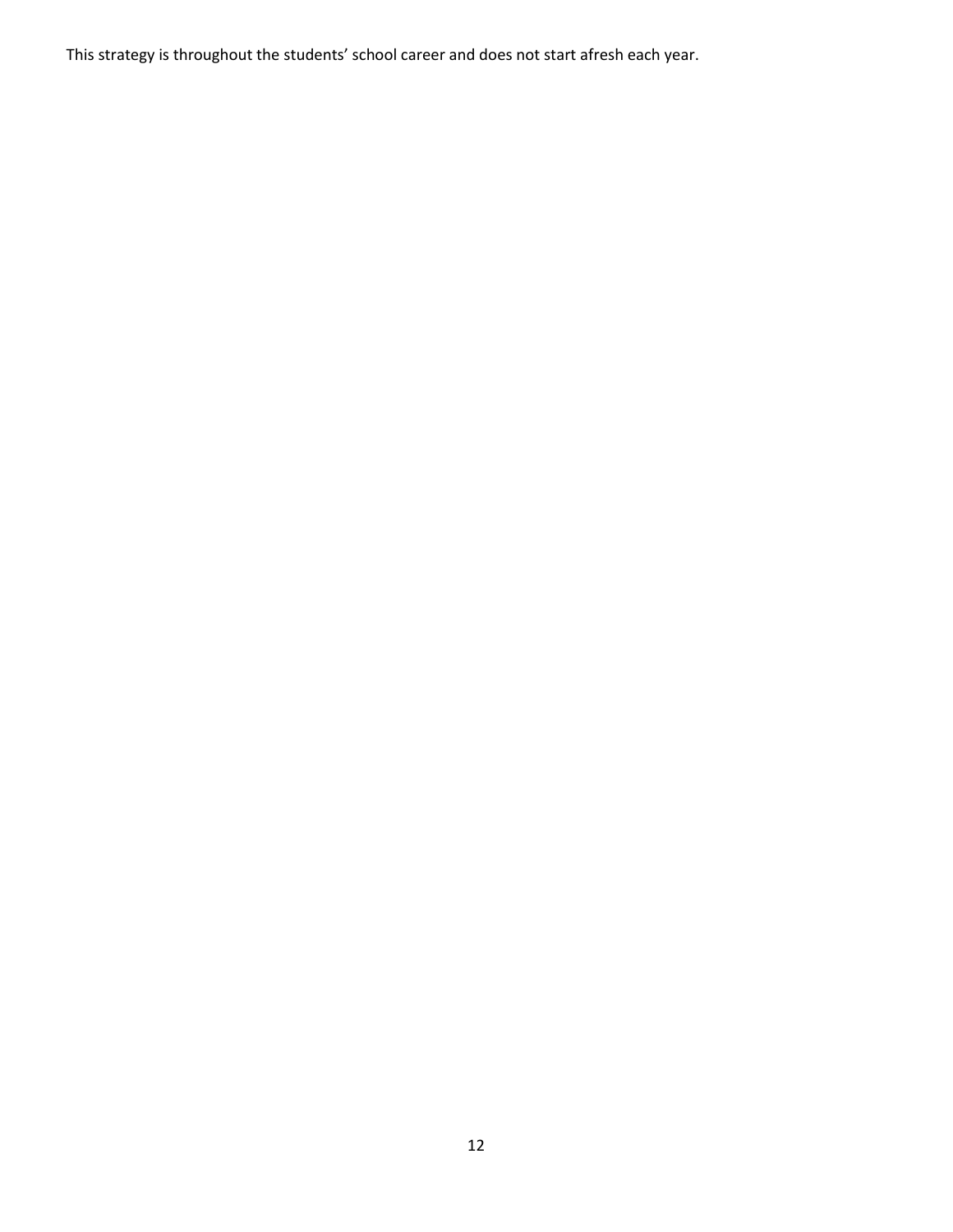This strategy is throughout the students' school career and does not start afresh each year.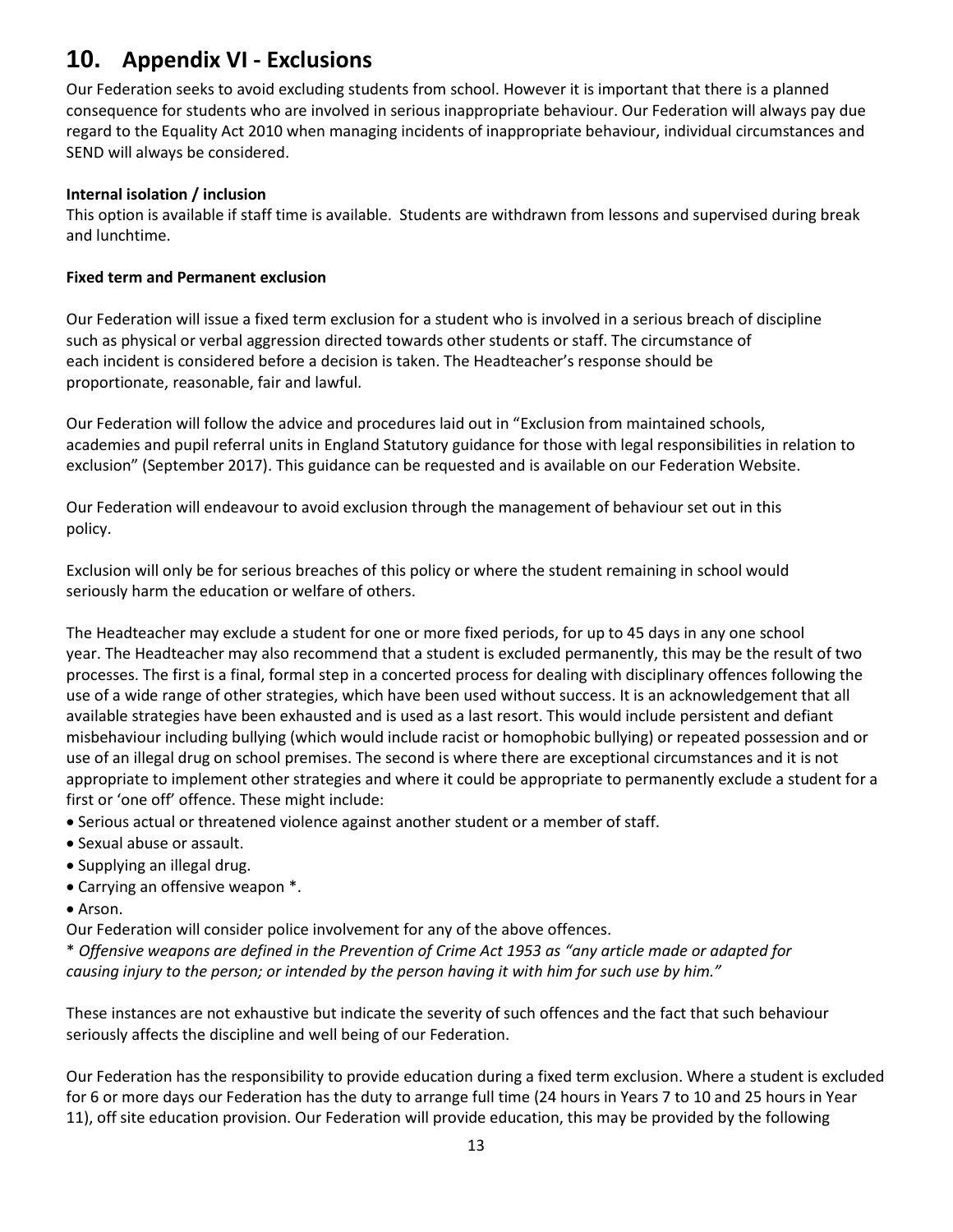## 10. Appendix VI - Exclusions

Our Federation seeks to avoid excluding students from school. However it is important that there is a planned consequence for students who are involved in serious inappropriate behaviour. Our Federation will always pay due regard to the Equality Act 2010 when managing incidents of inappropriate behaviour, individual circumstances and SEND will always be considered.

**Internal isolation / inclusion**

This option is available if staff time is available. Students are withdrawn from lessons and supervised during break and lunchtime.

**Fixed term and Permanent exclusion**

Our Federation will issue a fixed term exclusion for a student who is involved in a serious breach of discipline such as physical or verbal aggression directed towards other students or staff. The circumstance of each incident is considered before a decision is taken. The Headteacher's response should be proportionate, reasonable, fair and lawful.

Our Federation will follow the advice and procedures laid out in "Exclusion from maintained schools, academies and pupil referral units in England Statutory guidance for those with legal responsibilities in relation to exclusion" (September 2017). This guidance can be requested and is available on our Federation Website.

Our Federation will endeavour to avoid exclusion through the management of behaviour set out in this policy.

Exclusion will only be for serious breaches of this policy or where the student remaining in school would seriously harm the education or welfare of others.

The Headteacher may exclude a student for one or more fixed periods, for up to 45 days in any one school year. The Headteacher may also recommend that a student is excluded permanently, this may be the result of two processes. The first is a final, formal step in a concerted process for dealing with disciplinary offences following the use of a wide range of other strategies, which have been used without success. It is an acknowledgement that all available strategies have been exhausted and is used as a last resort. This would include persistent and defiant misbehaviour including bullying (which would include racist or homophobic bullying) or repeated possession and or use of an illegal drug on school premises. The second is where there are exceptional circumstances and it is not appropriate to implement other strategies and where it could be appropriate to permanently exclude a student for a first or 'one off' offence. These might include:

- Serious actual or threatened violence against another student or a member of staff.
- Sexual abuse or assault.
- Supplying an illegal drug.
- Carrying an offensive weapon *.
- Arson.

Our Federation will consider police involvement for any of the above offences.

\* *Offensive weapons are defined in the Prevention of Crime Act 1953 as "any article made or adapted for causing injury to the person; or intended by the person having it with him for such use by him."*

These instances are not exhaustive but indicate the severity of such offences and the fact that such behaviour seriously affects the discipline and well being of our Federation.

Our Federation has the responsibility to provide education during a fixed term exclusion. Where a student is excluded for 6 or more days our Federation has the duty to arrange full time (24 hours in Years 7 to 10 and 25 hours in Year 11), off site education provision. Our Federation will provide education, this may be provided by the following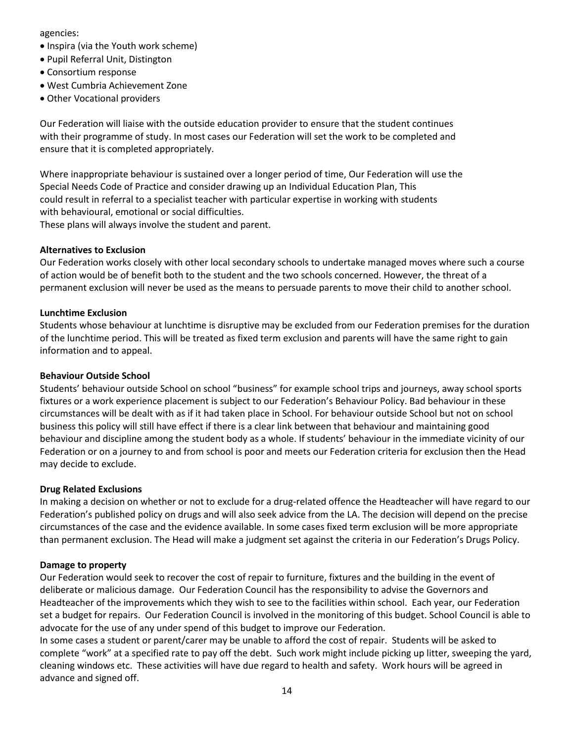agencies:

- Inspira (via the Youth work scheme)
- Pupil Referral Unit, Distington
- Consortium response
- West Cumbria Achievement Zone
- Other Vocational providers

Our Federation will liaise with the outside education provider to ensure that the student continues with their programme of study. In most cases our Federation will set the work to be completed and ensure that it is completed appropriately.

Where inappropriate behaviour is sustained over a longer period of time, Our Federation will use the Special Needs Code of Practice and consider drawing up an Individual Education Plan, This could result in referral to a specialist teacher with particular expertise in working with students with behavioural, emotional or social difficulties.
These plans will always involve the student and parent.

**Alternatives to Exclusion**
Our Federation works closely with other local secondary schools to undertake managed moves where such a course of action would be of benefit both to the student and the two schools concerned. However, the threat of a permanent exclusion will never be used as the means to persuade parents to move their child to another school.

**Lunchtime Exclusion**
Students whose behaviour at lunchtime is disruptive may be excluded from our Federation premises for the duration of the lunchtime period. This will be treated as fixed term exclusion and parents will have the same right to gain information and to appeal.

**Behaviour Outside School**
Students' behaviour outside School on school "business" for example school trips and journeys, away school sports fixtures or a work experience placement is subject to our Federation's Behaviour Policy. Bad behaviour in these circumstances will be dealt with as if it had taken place in School. For behaviour outside School but not on school business this policy will still have effect if there is a clear link between that behaviour and maintaining good behaviour and discipline among the student body as a whole. If students' behaviour in the immediate vicinity of our Federation or on a journey to and from school is poor and meets our Federation criteria for exclusion then the Head may decide to exclude.

**Drug Related Exclusions**
In making a decision on whether or not to exclude for a drug-related offence the Headteacher will have regard to our Federation's published policy on drugs and will also seek advice from the LA. The decision will depend on the precise circumstances of the case and the evidence available. In some cases fixed term exclusion will be more appropriate than permanent exclusion. The Head will make a judgment set against the criteria in our Federation's Drugs Policy.

**Damage to property**
Our Federation would seek to recover the cost of repair to furniture, fixtures and the building in the event of deliberate or malicious damage. Our Federation Council has the responsibility to advise the Governors and Headteacher of the improvements which they wish to see to the facilities within school. Each year, our Federation set a budget for repairs. Our Federation Council is involved in the monitoring of this budget. School Council is able to advocate for the use of any under spend of this budget to improve our Federation.
In some cases a student or parent/carer may be unable to afford the cost of repair. Students will be asked to complete "work" at a specified rate to pay off the debt. Such work might include picking up litter, sweeping the yard, cleaning windows etc. These activities will have due regard to health and safety. Work hours will be agreed in advance and signed off.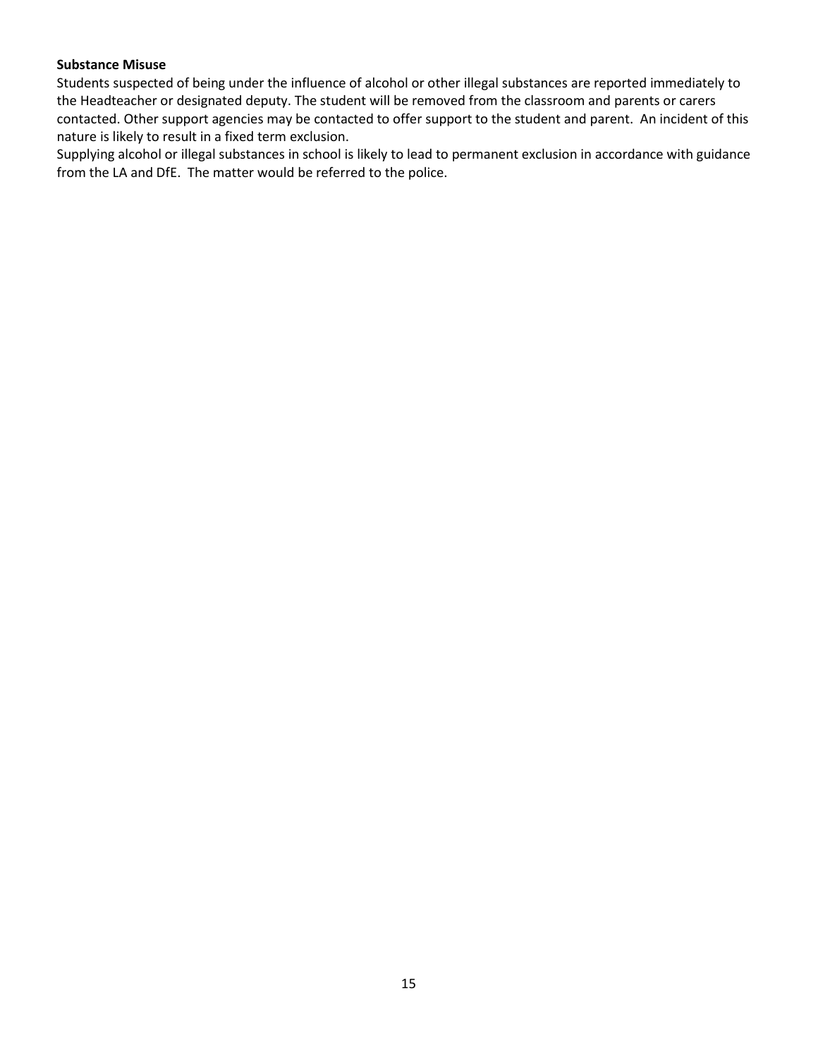**Substance Misuse**

Students suspected of being under the influence of alcohol or other illegal substances are reported immediately to the Headteacher or designated deputy. The student will be removed from the classroom and parents or carers contacted. Other support agencies may be contacted to offer support to the student and parent. An incident of this nature is likely to result in a fixed term exclusion.

Supplying alcohol or illegal substances in school is likely to lead to permanent exclusion in accordance with guidance from the LA and DfE. The matter would be referred to the police.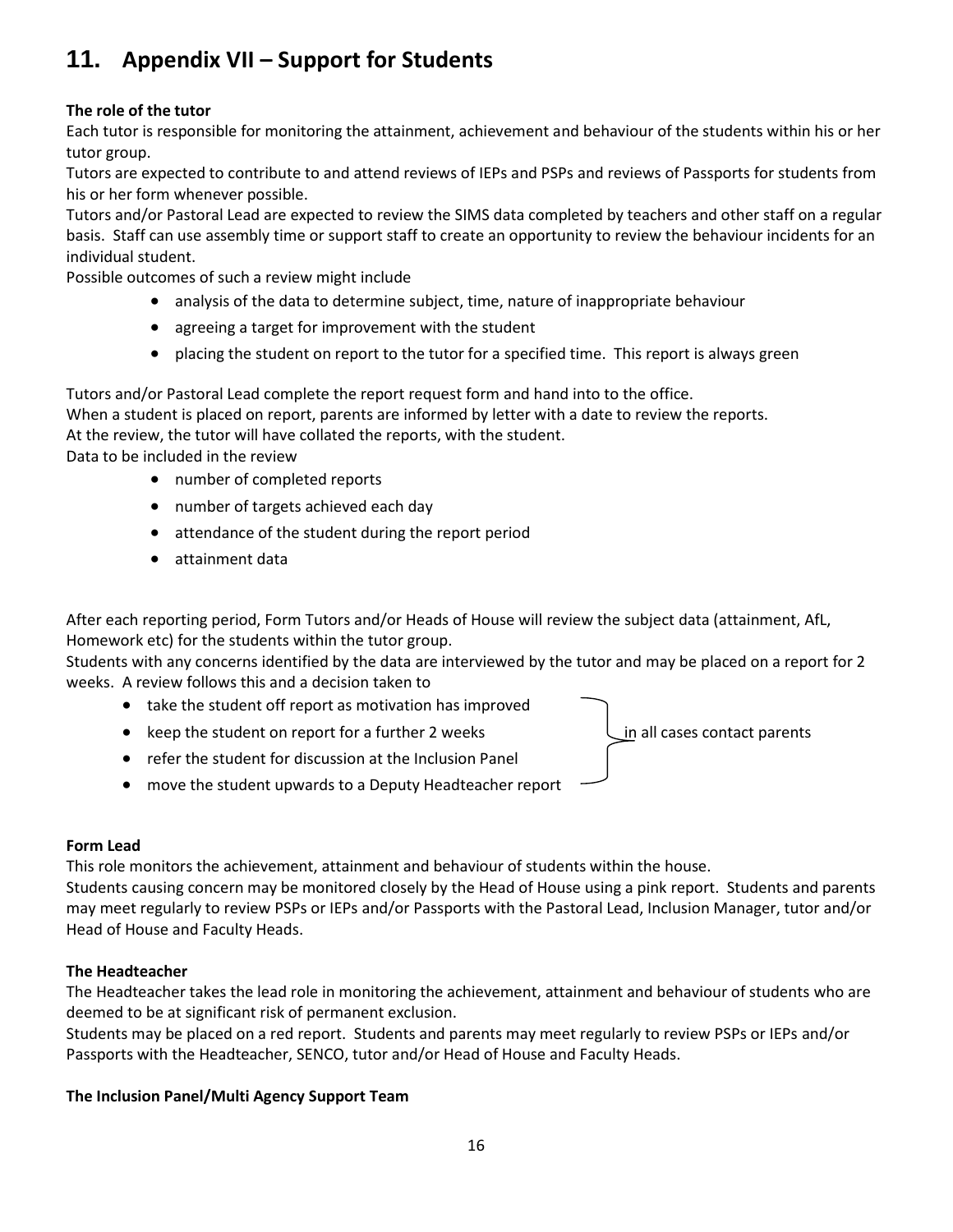## 11. Appendix VII – Support for Students

**The role of the tutor**

Each tutor is responsible for monitoring the attainment, achievement and behaviour of the students within his or her tutor group.

Tutors are expected to contribute to and attend reviews of IEPs and PSPs and reviews of Passports for students from his or her form whenever possible.

Tutors and/or Pastoral Lead are expected to review the SIMS data completed by teachers and other staff on a regular basis. Staff can use assembly time or support staff to create an opportunity to review the behaviour incidents for an individual student.

Possible outcomes of such a review might include

- analysis of the data to determine subject, time, nature of inappropriate behaviour
- agreeing a target for improvement with the student
- placing the student on report to the tutor for a specified time. This report is always green

Tutors and/or Pastoral Lead complete the report request form and hand into to the office.

When a student is placed on report, parents are informed by letter with a date to review the reports.

At the review, the tutor will have collated the reports, with the student.

Data to be included in the review

- number of completed reports
- number of targets achieved each day
- attendance of the student during the report period
- attainment data

After each reporting period, Form Tutors and/or Heads of House will review the subject data (attainment, AfL, Homework etc) for the students within the tutor group.

Students with any concerns identified by the data are interviewed by the tutor and may be placed on a report for 2 weeks. A review follows this and a decision taken to

- take the student off report as motivation has improved
- keep the student on report for a further 2 weeks
- refer the student for discussion at the Inclusion Panel
- move the student upwards to a Deputy Headteacher report

(in all cases contact parents)

**Form Lead**

This role monitors the achievement, attainment and behaviour of students within the house.

Students causing concern may be monitored closely by the Head of House using a pink report. Students and parents may meet regularly to review PSPs or IEPs and/or Passports with the Pastoral Lead, Inclusion Manager, tutor and/or Head of House and Faculty Heads.

**The Headteacher**

The Headteacher takes the lead role in monitoring the achievement, attainment and behaviour of students who are deemed to be at significant risk of permanent exclusion.

Students may be placed on a red report. Students and parents may meet regularly to review PSPs or IEPs and/or Passports with the Headteacher, SENCO, tutor and/or Head of House and Faculty Heads.

**The Inclusion Panel/Multi Agency Support Team**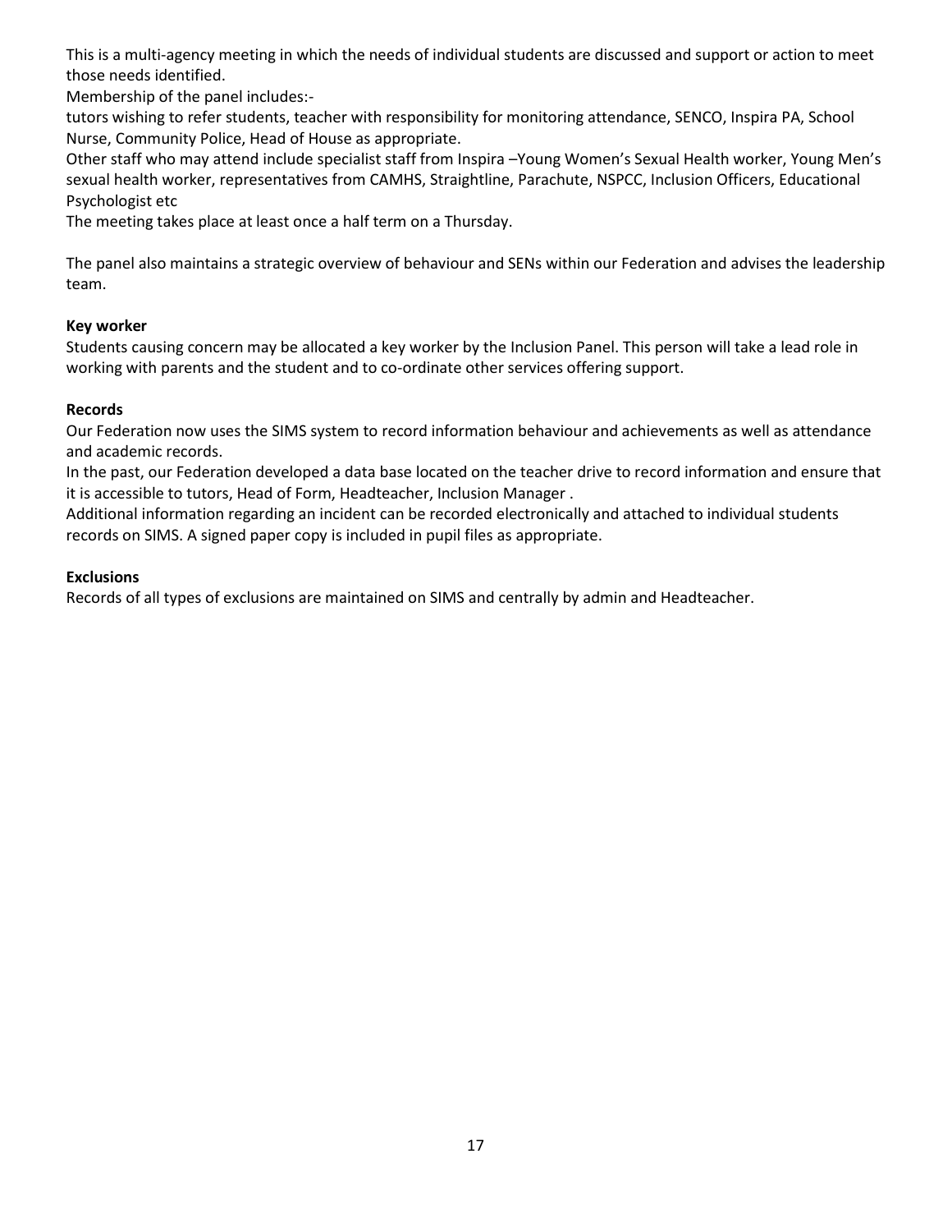This is a multi-agency meeting in which the needs of individual students are discussed and support or action to meet those needs identified.

Membership of the panel includes:-

tutors wishing to refer students, teacher with responsibility for monitoring attendance, SENCO, Inspira PA, School Nurse, Community Police, Head of House as appropriate.

Other staff who may attend include specialist staff from Inspira –Young Women's Sexual Health worker, Young Men's sexual health worker, representatives from CAMHS, Straightline, Parachute, NSPCC, Inclusion Officers, Educational Psychologist etc

The meeting takes place at least once a half term on a Thursday.

The panel also maintains a strategic overview of behaviour and SENs within our Federation and advises the leadership team.

**Key worker**

Students causing concern may be allocated a key worker by the Inclusion Panel. This person will take a lead role in working with parents and the student and to co-ordinate other services offering support.

**Records**

Our Federation now uses the SIMS system to record information behaviour and achievements as well as attendance and academic records.

In the past, our Federation developed a data base located on the teacher drive to record information and ensure that it is accessible to tutors, Head of Form, Headteacher, Inclusion Manager .

Additional information regarding an incident can be recorded electronically and attached to individual students records on SIMS. A signed paper copy is included in pupil files as appropriate.

**Exclusions**

Records of all types of exclusions are maintained on SIMS and centrally by admin and Headteacher.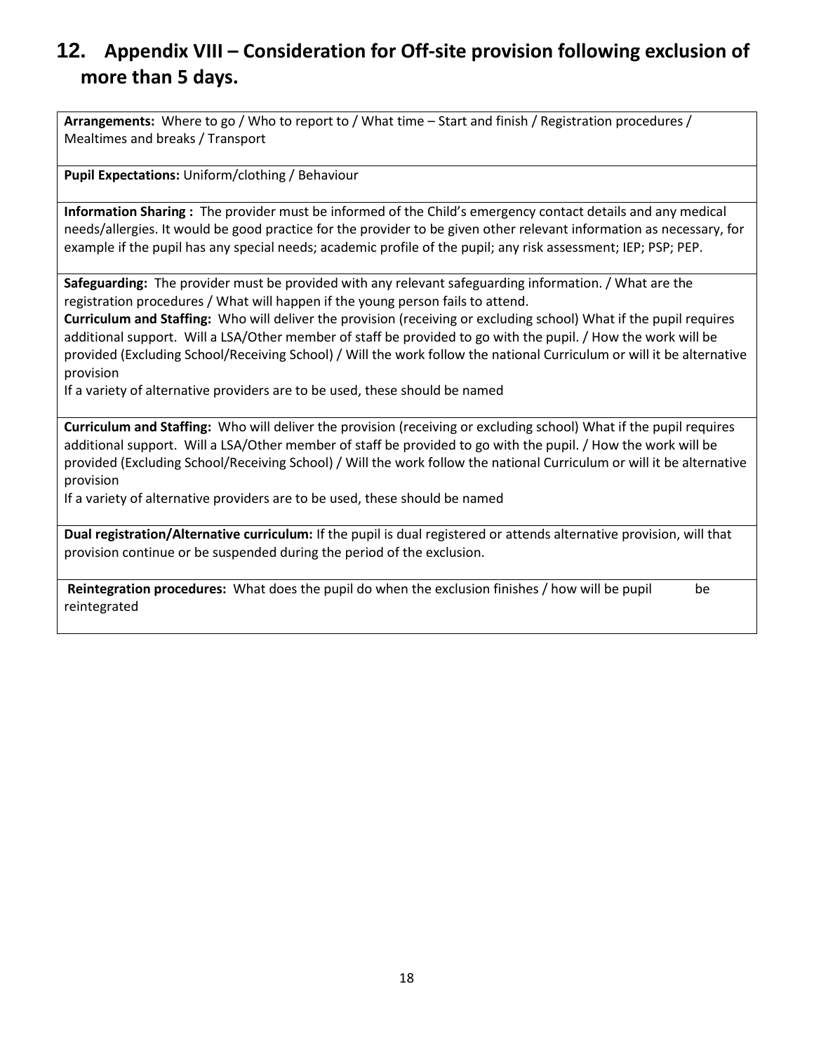## 12. Appendix VIII – Consideration for Off-site provision following exclusion of more than 5 days.

| |
|---|
| **Arrangements:** Where to go / Who to report to / What time – Start and finish / Registration procedures / Mealtimes and breaks / Transport |
| **Pupil Expectations:** Uniform/clothing / Behaviour |
| **Information Sharing :** The provider must be informed of the Child's emergency contact details and any medical needs/allergies. It would be good practice for the provider to be given other relevant information as necessary, for example if the pupil has any special needs; academic profile of the pupil; any risk assessment; IEP; PSP; PEP. |
| **Safeguarding:** The provider must be provided with any relevant safeguarding information. / What are the registration procedures / What will happen if the young person fails to attend.<br>**Curriculum and Staffing:** Who will deliver the provision (receiving or excluding school) What if the pupil requires additional support. Will a LSA/Other member of staff be provided to go with the pupil. / How the work will be provided (Excluding School/Receiving School) / Will the work follow the national Curriculum or will it be alternative provision<br>If a variety of alternative providers are to be used, these should be named |
| **Curriculum and Staffing:** Who will deliver the provision (receiving or excluding school) What if the pupil requires additional support. Will a LSA/Other member of staff be provided to go with the pupil. / How the work will be provided (Excluding School/Receiving School) / Will the work follow the national Curriculum or will it be alternative provision<br>If a variety of alternative providers are to be used, these should be named |
| **Dual registration/Alternative curriculum:** If the pupil is dual registered or attends alternative provision, will that provision continue or be suspended during the period of the exclusion. |
| **Reintegration procedures:** What does the pupil do when the exclusion finishes / how will be pupil be reintegrated |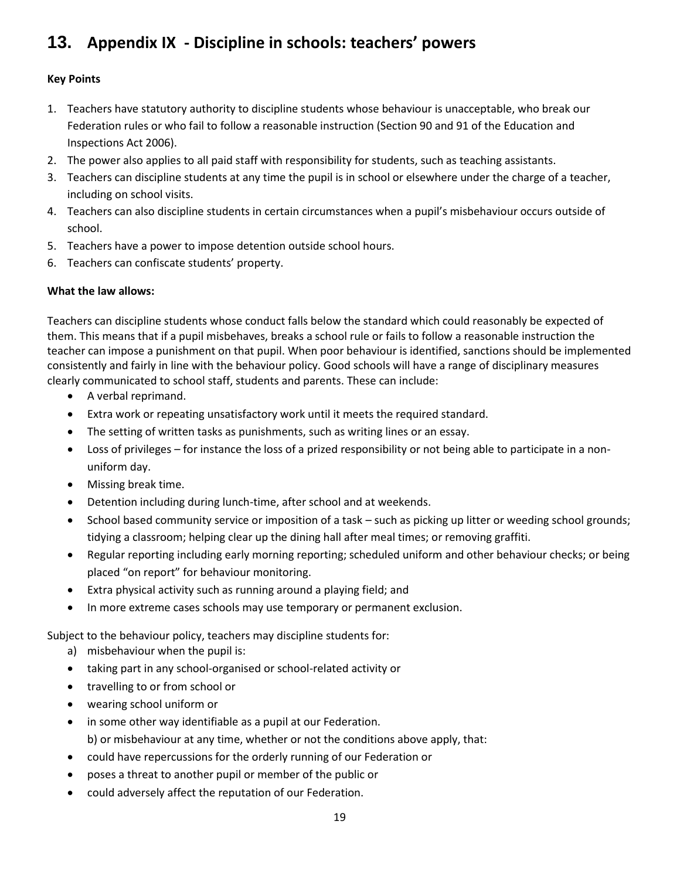# 13. Appendix IX - Discipline in schools: teachers' powers

**Key Points**

1. Teachers have statutory authority to discipline students whose behaviour is unacceptable, who break our Federation rules or who fail to follow a reasonable instruction (Section 90 and 91 of the Education and Inspections Act 2006).
2. The power also applies to all paid staff with responsibility for students, such as teaching assistants.
3. Teachers can discipline students at any time the pupil is in school or elsewhere under the charge of a teacher, including on school visits.
4. Teachers can also discipline students in certain circumstances when a pupil's misbehaviour occurs outside of school.
5. Teachers have a power to impose detention outside school hours.
6. Teachers can confiscate students' property.

**What the law allows:**

Teachers can discipline students whose conduct falls below the standard which could reasonably be expected of them. This means that if a pupil misbehaves, breaks a school rule or fails to follow a reasonable instruction the teacher can impose a punishment on that pupil. When poor behaviour is identified, sanctions should be implemented consistently and fairly in line with the behaviour policy. Good schools will have a range of disciplinary measures clearly communicated to school staff, students and parents. These can include:

- A verbal reprimand.
- Extra work or repeating unsatisfactory work until it meets the required standard.
- The setting of written tasks as punishments, such as writing lines or an essay.
- Loss of privileges – for instance the loss of a prized responsibility or not being able to participate in a non-uniform day.
- Missing break time.
- Detention including during lunch-time, after school and at weekends.
- School based community service or imposition of a task – such as picking up litter or weeding school grounds; tidying a classroom; helping clear up the dining hall after meal times; or removing graffiti.
- Regular reporting including early morning reporting; scheduled uniform and other behaviour checks; or being placed "on report" for behaviour monitoring.
- Extra physical activity such as running around a playing field; and
- In more extreme cases schools may use temporary or permanent exclusion.

Subject to the behaviour policy, teachers may discipline students for:

a) misbehaviour when the pupil is:
- taking part in any school-organised or school-related activity or
- travelling to or from school or
- wearing school uniform or
- in some other way identifiable as a pupil at our Federation.

b) or misbehaviour at any time, whether or not the conditions above apply, that:
- could have repercussions for the orderly running of our Federation or
- poses a threat to another pupil or member of the public or
- could adversely affect the reputation of our Federation.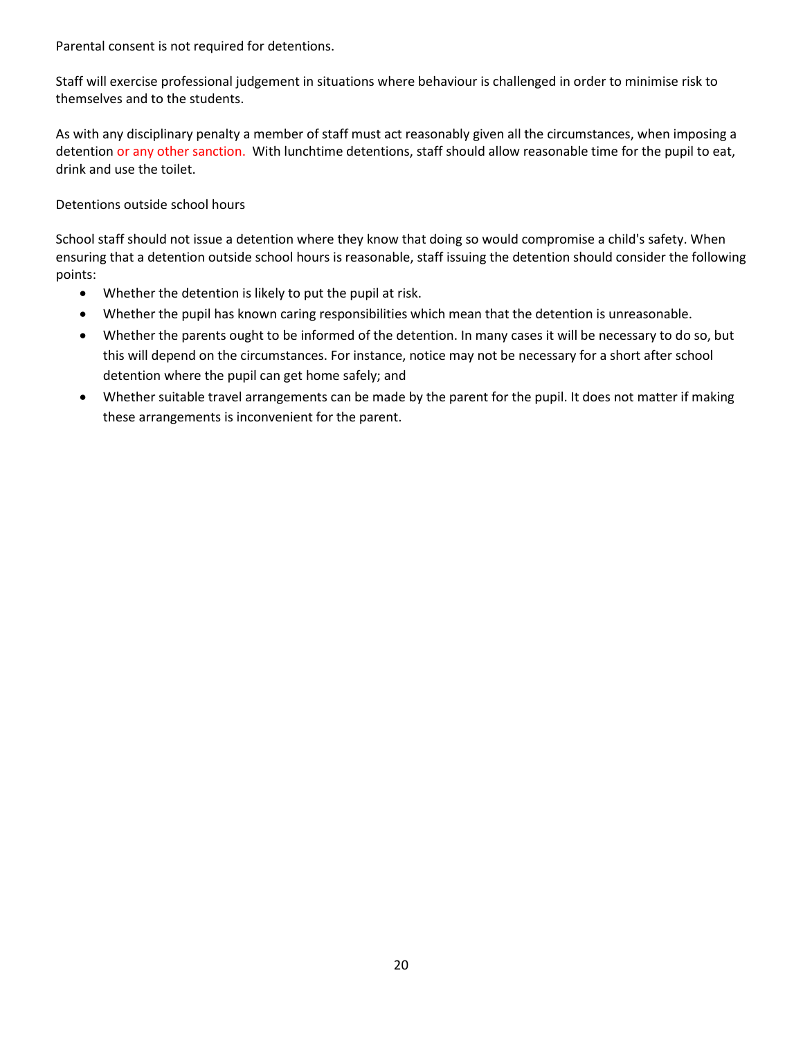Parental consent is not required for detentions.

Staff will exercise professional judgement in situations where behaviour is challenged in order to minimise risk to themselves and to the students.

As with any disciplinary penalty a member of staff must act reasonably given all the circumstances, when imposing a detention or any other sanction. With lunchtime detentions, staff should allow reasonable time for the pupil to eat, drink and use the toilet.

Detentions outside school hours

School staff should not issue a detention where they know that doing so would compromise a child's safety. When ensuring that a detention outside school hours is reasonable, staff issuing the detention should consider the following points:

- Whether the detention is likely to put the pupil at risk.
- Whether the pupil has known caring responsibilities which mean that the detention is unreasonable.
- Whether the parents ought to be informed of the detention. In many cases it will be necessary to do so, but this will depend on the circumstances. For instance, notice may not be necessary for a short after school detention where the pupil can get home safely; and
- Whether suitable travel arrangements can be made by the parent for the pupil. It does not matter if making these arrangements is inconvenient for the parent.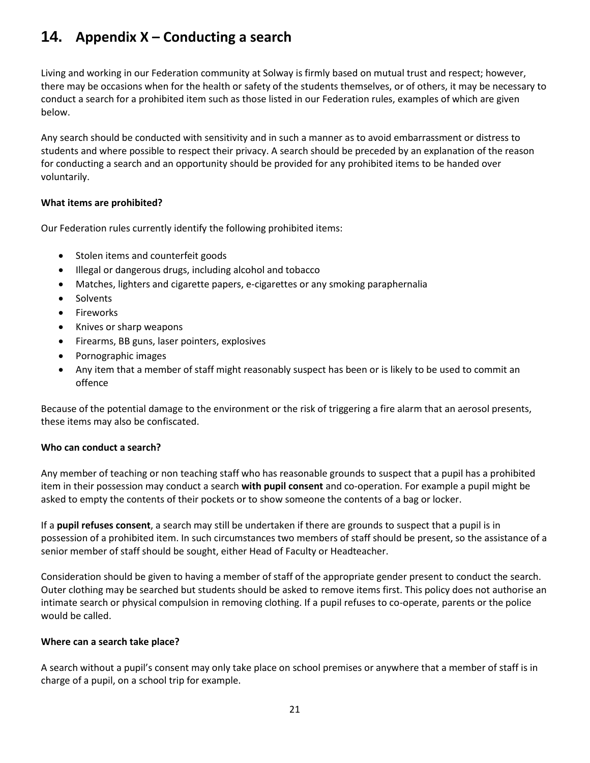## 14. Appendix X – Conducting a search

Living and working in our Federation community at Solway is firmly based on mutual trust and respect; however, there may be occasions when for the health or safety of the students themselves, or of others, it may be necessary to conduct a search for a prohibited item such as those listed in our Federation rules, examples of which are given below.

Any search should be conducted with sensitivity and in such a manner as to avoid embarrassment or distress to students and where possible to respect their privacy. A search should be preceded by an explanation of the reason for conducting a search and an opportunity should be provided for any prohibited items to be handed over voluntarily.

**What items are prohibited?**

Our Federation rules currently identify the following prohibited items:

- Stolen items and counterfeit goods
- Illegal or dangerous drugs, including alcohol and tobacco
- Matches, lighters and cigarette papers, e-cigarettes or any smoking paraphernalia
- Solvents
- Fireworks
- Knives or sharp weapons
- Firearms, BB guns, laser pointers, explosives
- Pornographic images
- Any item that a member of staff might reasonably suspect has been or is likely to be used to commit an offence

Because of the potential damage to the environment or the risk of triggering a fire alarm that an aerosol presents, these items may also be confiscated.

**Who can conduct a search?**

Any member of teaching or non teaching staff who has reasonable grounds to suspect that a pupil has a prohibited item in their possession may conduct a search **with pupil consent** and co-operation. For example a pupil might be asked to empty the contents of their pockets or to show someone the contents of a bag or locker.

If a **pupil refuses consent**, a search may still be undertaken if there are grounds to suspect that a pupil is in possession of a prohibited item. In such circumstances two members of staff should be present, so the assistance of a senior member of staff should be sought, either Head of Faculty or Headteacher.

Consideration should be given to having a member of staff of the appropriate gender present to conduct the search. Outer clothing may be searched but students should be asked to remove items first. This policy does not authorise an intimate search or physical compulsion in removing clothing. If a pupil refuses to co-operate, parents or the police would be called.

**Where can a search take place?**

A search without a pupil's consent may only take place on school premises or anywhere that a member of staff is in charge of a pupil, on a school trip for example.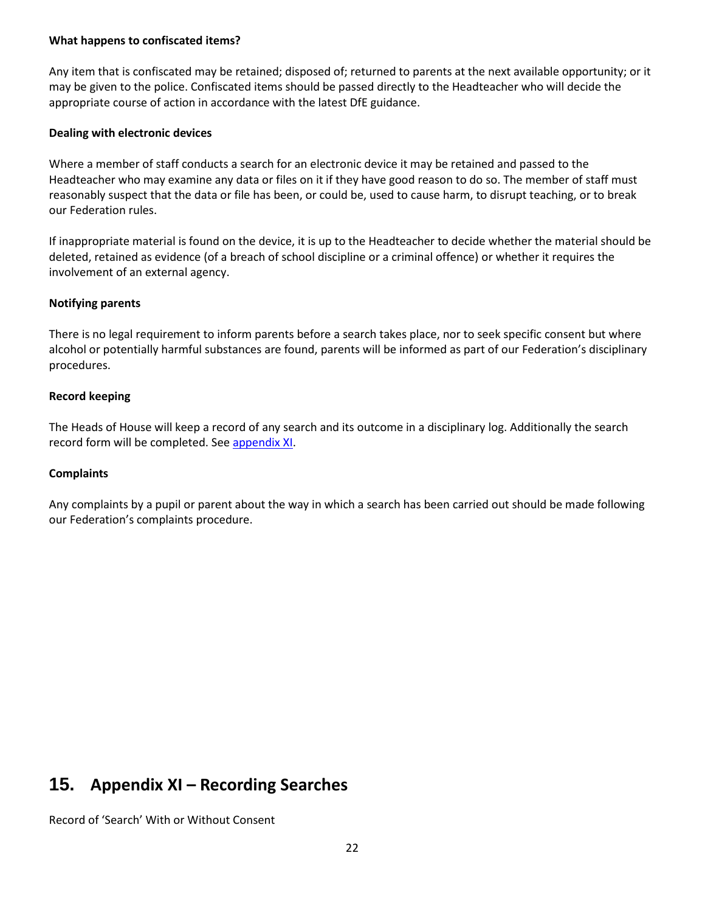**What happens to confiscated items?**

Any item that is confiscated may be retained; disposed of; returned to parents at the next available opportunity; or it may be given to the police. Confiscated items should be passed directly to the Headteacher who will decide the appropriate course of action in accordance with the latest DfE guidance.

**Dealing with electronic devices**

Where a member of staff conducts a search for an electronic device it may be retained and passed to the Headteacher who may examine any data or files on it if they have good reason to do so. The member of staff must reasonably suspect that the data or file has been, or could be, used to cause harm, to disrupt teaching, or to break our Federation rules.

If inappropriate material is found on the device, it is up to the Headteacher to decide whether the material should be deleted, retained as evidence (of a breach of school discipline or a criminal offence) or whether it requires the involvement of an external agency.

**Notifying parents**

There is no legal requirement to inform parents before a search takes place, nor to seek specific consent but where alcohol or potentially harmful substances are found, parents will be informed as part of our Federation's disciplinary procedures.

**Record keeping**

The Heads of House will keep a record of any search and its outcome in a disciplinary log. Additionally the search record form will be completed. See appendix XI.

**Complaints**

Any complaints by a pupil or parent about the way in which a search has been carried out should be made following our Federation's complaints procedure.

## 15. Appendix XI – Recording Searches

Record of 'Search' With or Without Consent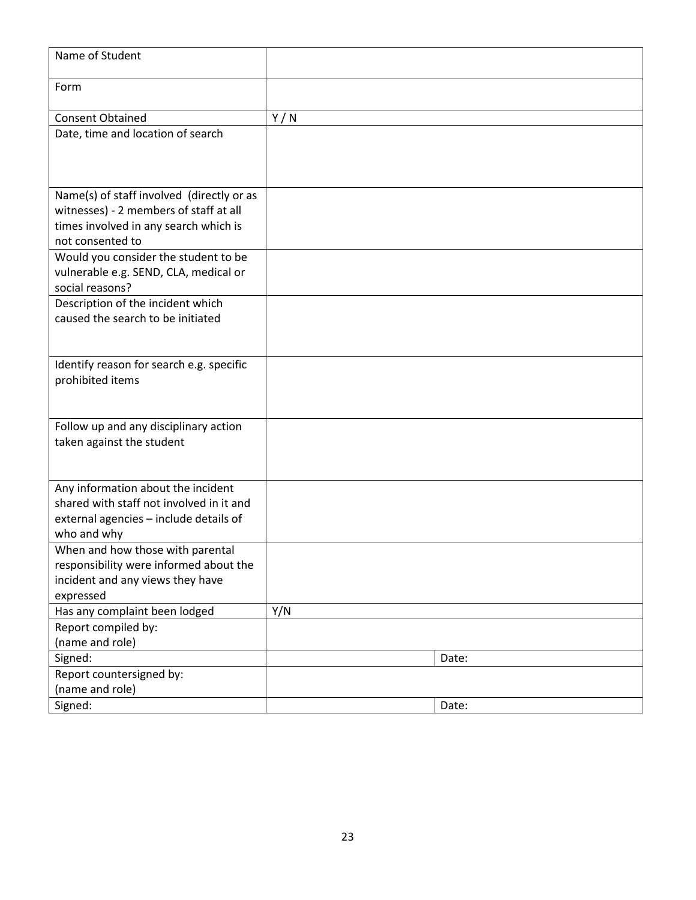| Name of Student | | |
| --- | --- | --- |
| Form | | |
| Consent Obtained | Y / N | |
| Date, time and location of search | | |
| Name(s) of staff involved (directly or as witnesses) - 2 members of staff at all times involved in any search which is not consented to | | |
| Would you consider the student to be vulnerable e.g. SEND, CLA, medical or social reasons? | | |
| Description of the incident which caused the search to be initiated | | |
| Identify reason for search e.g. specific prohibited items | | |
| Follow up and any disciplinary action taken against the student | | |
| Any information about the incident shared with staff not involved in it and external agencies – include details of who and why | | |
| When and how those with parental responsibility were informed about the incident and any views they have expressed | | |
| Has any complaint been lodged | Y/N | |
| Report compiled by:<br>(name and role) | | |
| Signed: | | Date: |
| Report countersigned by:<br>(name and role) | | |
| Signed: | | Date: |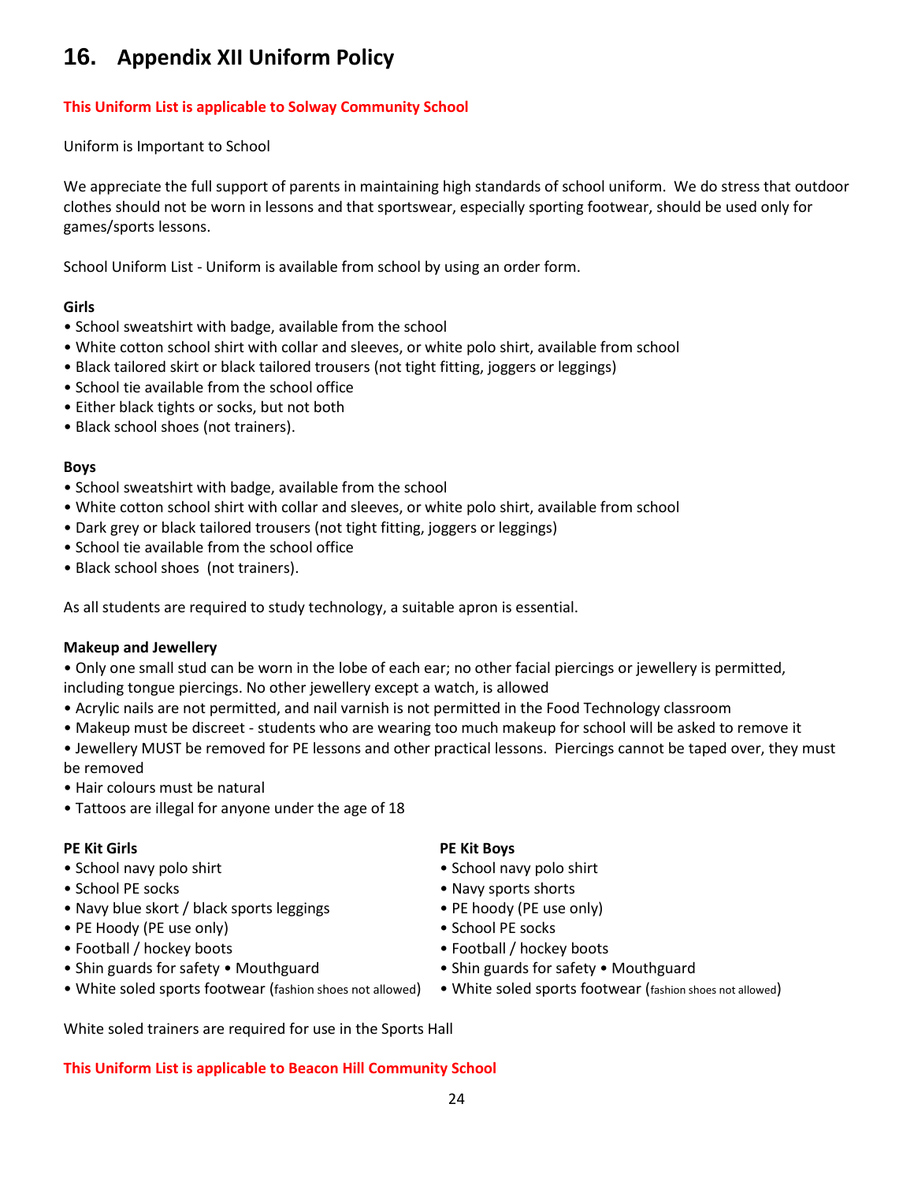## 16. Appendix XII Uniform Policy

**This Uniform List is applicable to Solway Community School**

Uniform is Important to School

We appreciate the full support of parents in maintaining high standards of school uniform. We do stress that outdoor clothes should not be worn in lessons and that sportswear, especially sporting footwear, should be used only for games/sports lessons.

School Uniform List - Uniform is available from school by using an order form.

**Girls**

- School sweatshirt with badge, available from the school
- White cotton school shirt with collar and sleeves, or white polo shirt, available from school
- Black tailored skirt or black tailored trousers (not tight fitting, joggers or leggings)
- School tie available from the school office
- Either black tights or socks, but not both
- Black school shoes (not trainers).

**Boys**

- School sweatshirt with badge, available from the school
- White cotton school shirt with collar and sleeves, or white polo shirt, available from school
- Dark grey or black tailored trousers (not tight fitting, joggers or leggings)
- School tie available from the school office
- Black school shoes (not trainers).

As all students are required to study technology, a suitable apron is essential.

**Makeup and Jewellery**

- Only one small stud can be worn in the lobe of each ear; no other facial piercings or jewellery is permitted, including tongue piercings. No other jewellery except a watch, is allowed
- Acrylic nails are not permitted, and nail varnish is not permitted in the Food Technology classroom
- Makeup must be discreet - students who are wearing too much makeup for school will be asked to remove it
- Jewellery MUST be removed for PE lessons and other practical lessons. Piercings cannot be taped over, they must be removed
- Hair colours must be natural
- Tattoos are illegal for anyone under the age of 18

**PE Kit Girls**

- School navy polo shirt
- School PE socks
- Navy blue skort / black sports leggings
- PE Hoody (PE use only)
- Football / hockey boots
- Shin guards for safety • Mouthguard
- White soled sports footwear (fashion shoes not allowed)

**PE Kit Boys**

- School navy polo shirt
- Navy sports shorts
- PE hoody (PE use only)
- School PE socks
- Football / hockey boots
- Shin guards for safety • Mouthguard
- White soled sports footwear (fashion shoes not allowed)

White soled trainers are required for use in the Sports Hall

**This Uniform List is applicable to Beacon Hill Community School**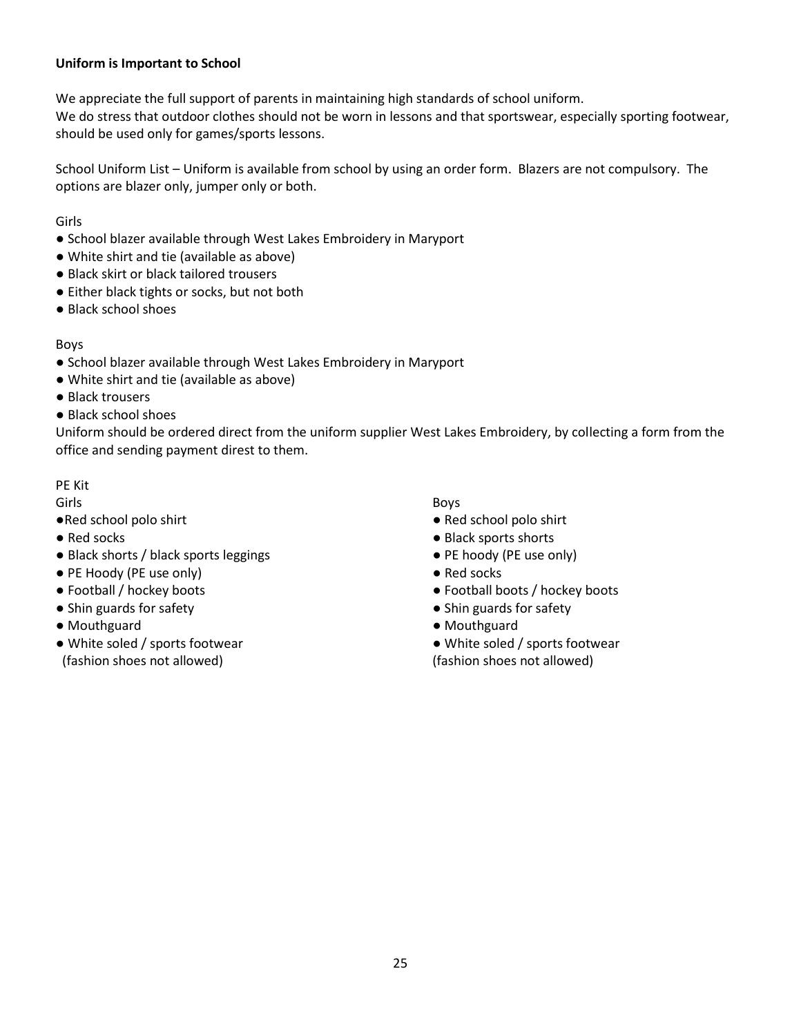**Uniform is Important to School**

We appreciate the full support of parents in maintaining high standards of school uniform.
We do stress that outdoor clothes should not be worn in lessons and that sportswear, especially sporting footwear, should be used only for games/sports lessons.

School Uniform List – Uniform is available from school by using an order form. Blazers are not compulsory. The options are blazer only, jumper only or both.

Girls

- School blazer available through West Lakes Embroidery in Maryport
- White shirt and tie (available as above)
- Black skirt or black tailored trousers
- Either black tights or socks, but not both
- Black school shoes

Boys

- School blazer available through West Lakes Embroidery in Maryport
- White shirt and tie (available as above)
- Black trousers
- Black school shoes

Uniform should be ordered direct from the uniform supplier West Lakes Embroidery, by collecting a form from the office and sending payment direst to them.

PE Kit

Girls

- Red school polo shirt
- Red socks
- Black shorts / black sports leggings
- PE Hoody (PE use only)
- Football / hockey boots
- Shin guards for safety
- Mouthguard
- White soled / sports footwear (fashion shoes not allowed)

Boys

- Red school polo shirt
- Black sports shorts
- PE hoody (PE use only)
- Red socks
- Football boots / hockey boots
- Shin guards for safety
- Mouthguard
- White soled / sports footwear (fashion shoes not allowed)